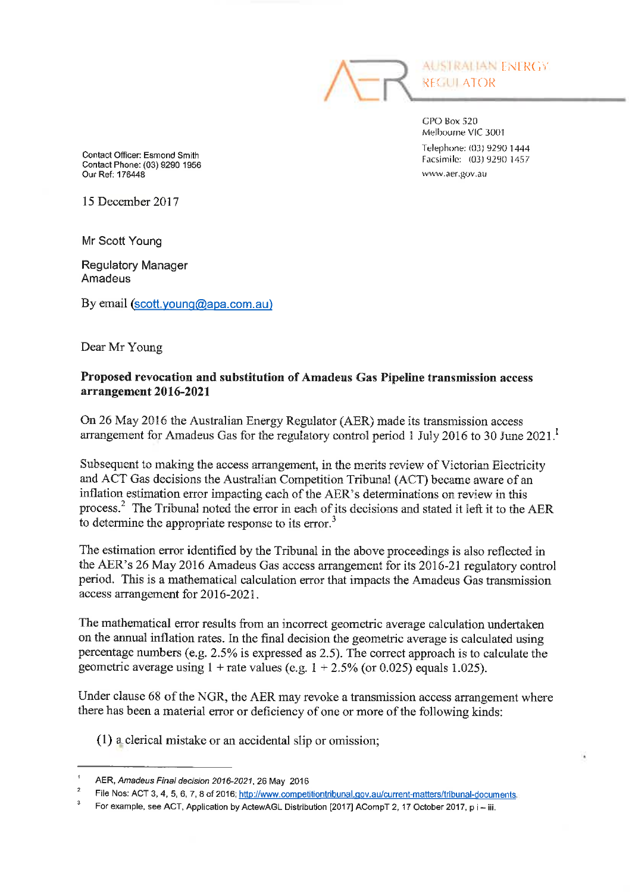AUSTRALIAN ENERGY REGULATOR

GPO Box 520
Melbourne VIC 3001

Telephone: (03) 9290 1444
Facsimile: (03) 9290 1457

www.aer.gov.au

Contact Officer: Esmond Smith
Contact Phone: (03) 9290 1956
Our Ref: 176448

15 December 2017

Mr Scott Young

Regulatory Manager
Amadeus

By email (scott.young@apa.com.au)

Dear Mr Young

**Proposed revocation and substitution of Amadeus Gas Pipeline transmission access arrangement 2016-2021**

On 26 May 2016 the Australian Energy Regulator (AER) made its transmission access arrangement for Amadeus Gas for the regulatory control period 1 July 2016 to 30 June 2021.[1]

Subsequent to making the access arrangement, in the merits review of Victorian Electricity and ACT Gas decisions the Australian Competition Tribunal (ACT) became aware of an inflation estimation error impacting each of the AER's determinations on review in this process.[2] The Tribunal noted the error in each of its decisions and stated it left it to the AER to determine the appropriate response to its error.[3]

The estimation error identified by the Tribunal in the above proceedings is also reflected in the AER's 26 May 2016 Amadeus Gas access arrangement for its 2016-21 regulatory control period. This is a mathematical calculation error that impacts the Amadeus Gas transmission access arrangement for 2016-2021.

The mathematical error results from an incorrect geometric average calculation undertaken on the annual inflation rates. In the final decision the geometric average is calculated using percentage numbers (e.g. 2.5% is expressed as 2.5). The correct approach is to calculate the geometric average using 1 + rate values (e.g. 1 + 2.5% (or 0.025) equals 1.025).

Under clause 68 of the NGR, the AER may revoke a transmission access arrangement where there has been a material error or deficiency of one or more of the following kinds:

(1) a clerical mistake or an accidental slip or omission;

---

1. AER, *Amadeus Final decision 2016-2021*, 26 May 2016
2. File Nos: ACT 3, 4, 5, 6, 7, 8 of 2016; http://www.competitiontribunal.gov.au/current-matters/tribunal-documents.
3. For example, see ACT, Application by ActewAGL Distribution [2017] ACompT 2, 17 October 2017, p i – iii.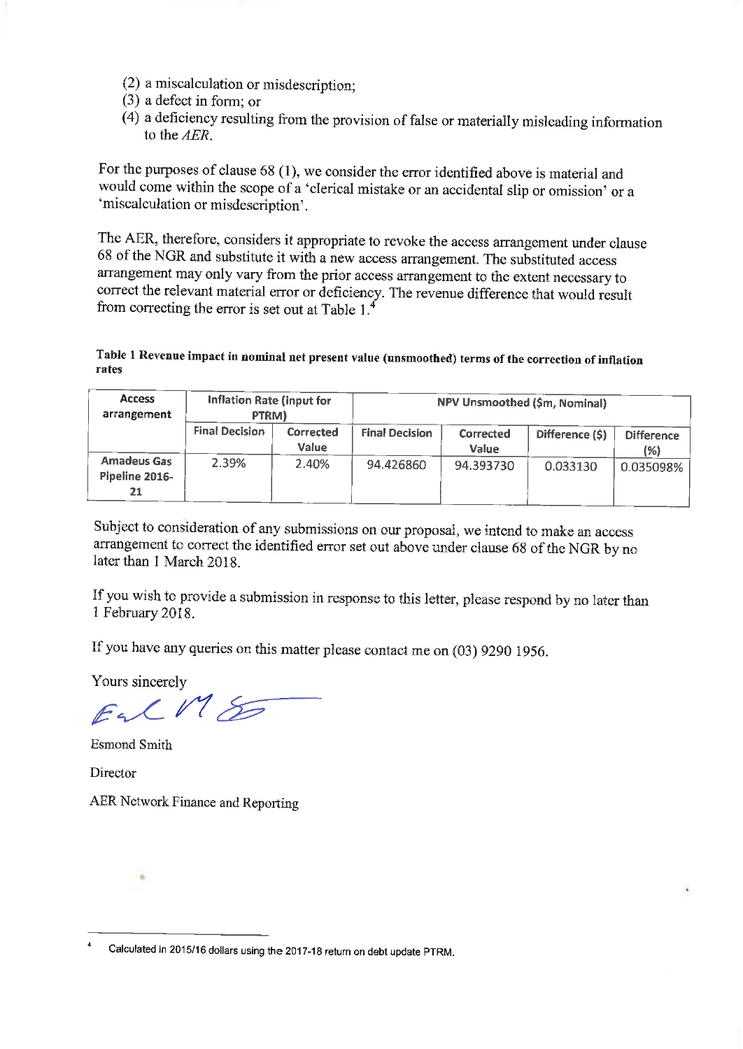(2) a miscalculation or misdescription;
(3) a defect in form; or
(4) a deficiency resulting from the provision of false or materially misleading information to the *AER*.

For the purposes of clause 68 (1), we consider the error identified above is material and would come within the scope of a 'clerical mistake or an accidental slip or omission' or a 'miscalculation or misdescription'.

The AER, therefore, considers it appropriate to revoke the access arrangement under clause 68 of the NGR and substitute it with a new access arrangement. The substituted access arrangement may only vary from the prior access arrangement to the extent necessary to correct the relevant material error or deficiency. The revenue difference that would result from correcting the error is set out at Table 1.[4]

**Table 1 Revenue impact in nominal net present value (unsmoothed) terms of the correction of inflation rates**

| Access arrangement | Inflation Rate (input for PTRM) | | NPV Unsmoothed ($m, Nominal) | | | |
|---|---|---|---|---|---|---|
| | Final Decision | Corrected Value | Final Decision | Corrected Value | Difference ($) | Difference (%) |
| Amadeus Gas Pipeline 2016-21 | 2.39% | 2.40% | 94.426860 | 94.393730 | 0.033130 | 0.035098% |

Subject to consideration of any submissions on our proposal, we intend to make an access arrangement to correct the identified error set out above under clause 68 of the NGR by no later than 1 March 2018.

If you wish to provide a submission in response to this letter, please respond by no later than 1 February 2018.

If you have any queries on this matter please contact me on (03) 9290 1956.

Yours sincerely

Esmond Smith

Director

AER Network Finance and Reporting

[4] Calculated in 2015/16 dollars using the 2017-18 return on debt update PTRM.